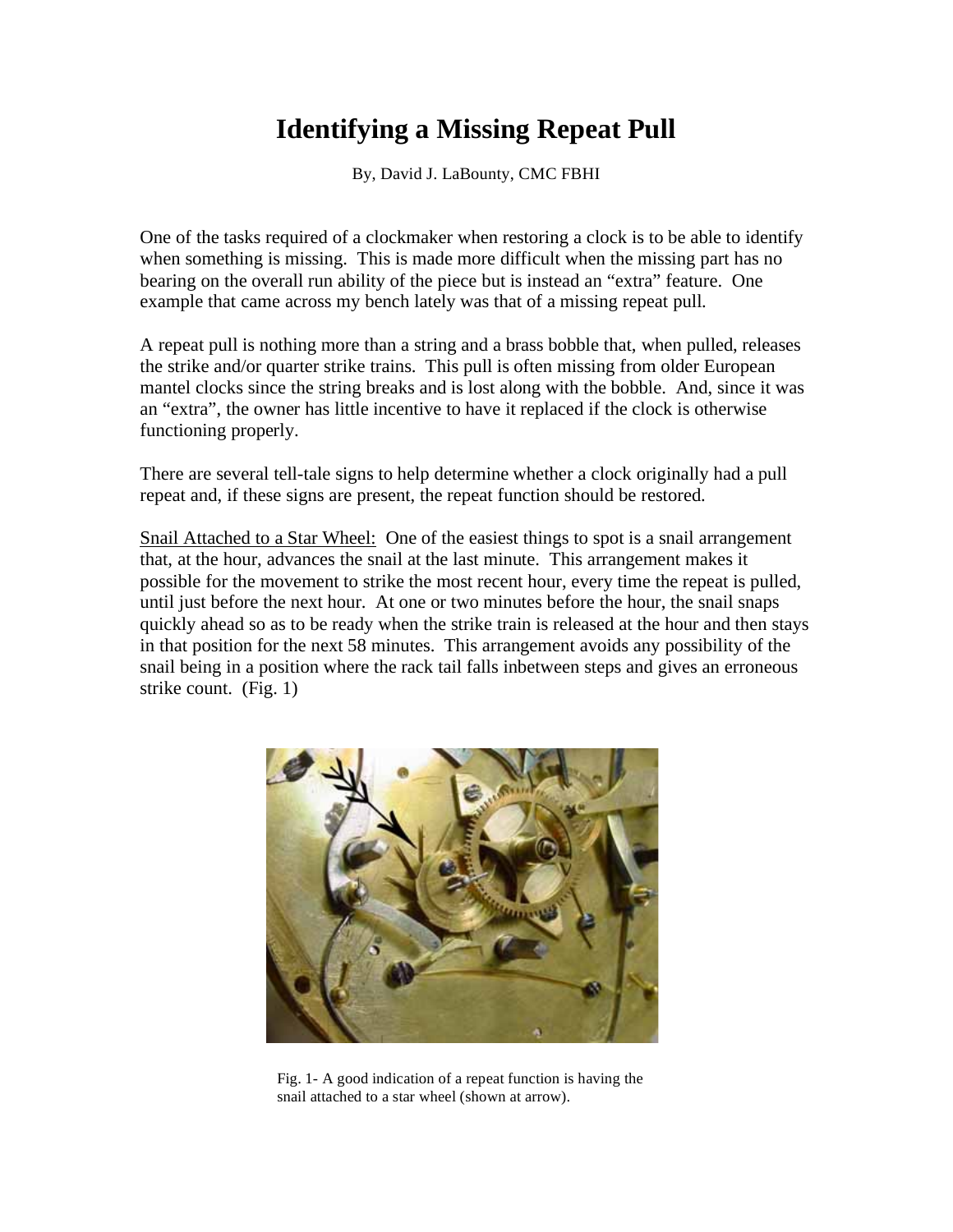# Identifying a Missing Repeat Pull

By, David J. LaBounty, CMC FBHI

One of the tasks required of a clockmaker when restoring a clock is to be able to identify when something is missing. This is made more difficult when the missing part has no bearing on the overall run ability of the piece but is instead an "extra" feature. One example that came across my bench lately was that of a missing repeat pull.

A repeat pull is nothing more than a string and a brass bobble that, when pulled, releases the strike and/or quarter strike trains. This pull is often missing from older European mantel clocks since the string breaks and is lost along with the bobble. And, since it was an "extra", the owner has little incentive to have it replaced if the clock is otherwise functioning properly.

There are several tell-tale signs to help determine whether a clock originally had a pull repeat and, if these signs are present, the repeat function should be restored.

<u>Snail Attached to a Star Wheel:</u> One of the easiest things to spot is a snail arrangement that, at the hour, advances the snail at the last minute. This arrangement makes it possible for the movement to strike the most recent hour, every time the repeat is pulled, until just before the next hour. At one or two minutes before the hour, the snail snaps quickly ahead so as to be ready when the strike train is released at the hour and then stays in that position for the next 58 minutes. This arrangement avoids any possibility of the snail being in a position where the rack tail falls inbetween steps and gives an erroneous strike count. (Fig. 1)

Fig. 1- A good indication of a repeat function is having the snail attached to a star wheel (shown at arrow).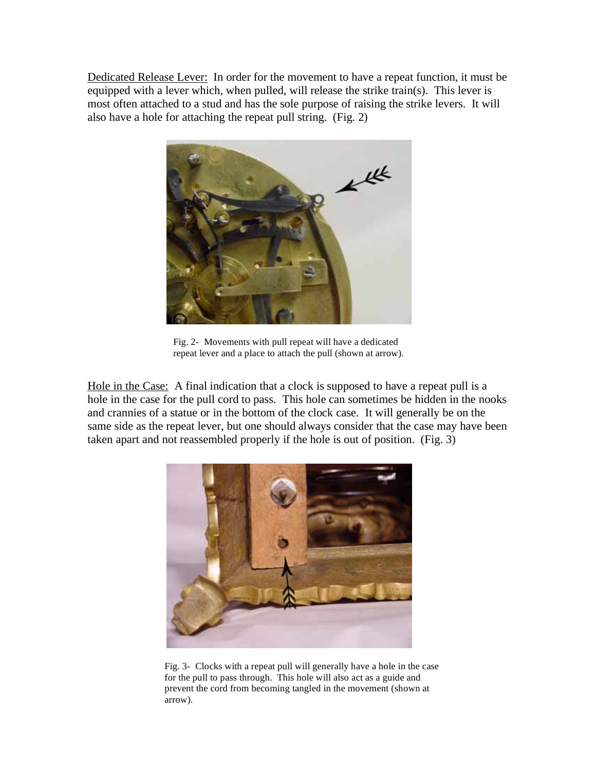<u>Dedicated Release Lever:</u> In order for the movement to have a repeat function, it must be equipped with a lever which, when pulled, will release the strike train(s). This lever is most often attached to a stud and has the sole purpose of raising the strike levers. It will also have a hole for attaching the repeat pull string. (Fig. 2)

Fig. 2- Movements with pull repeat will have a dedicated repeat lever and a place to attach the pull (shown at arrow).

<u>Hole in the Case:</u> A final indication that a clock is supposed to have a repeat pull is a hole in the case for the pull cord to pass. This hole can sometimes be hidden in the nooks and crannies of a statue or in the bottom of the clock case. It will generally be on the same side as the repeat lever, but one should always consider that the case may have been taken apart and not reassembled properly if the hole is out of position. (Fig. 3)

Fig. 3- Clocks with a repeat pull will generally have a hole in the case for the pull to pass through. This hole will also act as a guide and prevent the cord from becoming tangled in the movement (shown at arrow).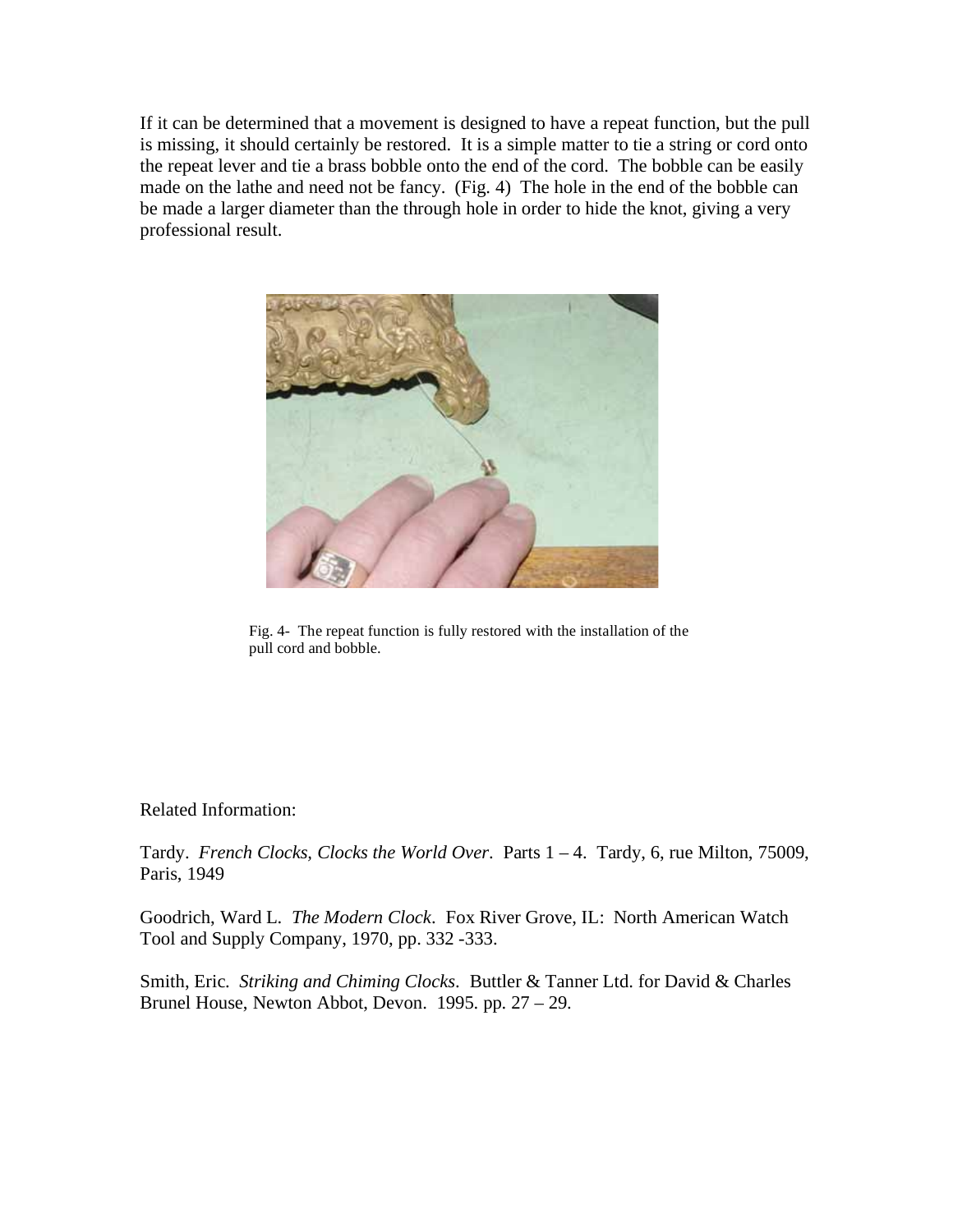If it can be determined that a movement is designed to have a repeat function, but the pull is missing, it should certainly be restored. It is a simple matter to tie a string or cord onto the repeat lever and tie a brass bobble onto the end of the cord. The bobble can be easily made on the lathe and need not be fancy. (Fig. 4) The hole in the end of the bobble can be made a larger diameter than the through hole in order to hide the knot, giving a very professional result.

Fig. 4- The repeat function is fully restored with the installation of the pull cord and bobble.

Related Information:

Tardy. *French Clocks, Clocks the World Over*. Parts 1 – 4. Tardy, 6, rue Milton, 75009, Paris, 1949

Goodrich, Ward L. *The Modern Clock*. Fox River Grove, IL: North American Watch Tool and Supply Company, 1970, pp. 332 -333.

Smith, Eric. *Striking and Chiming Clocks*. Buttler & Tanner Ltd. for David & Charles Brunel House, Newton Abbot, Devon. 1995. pp. 27 – 29.